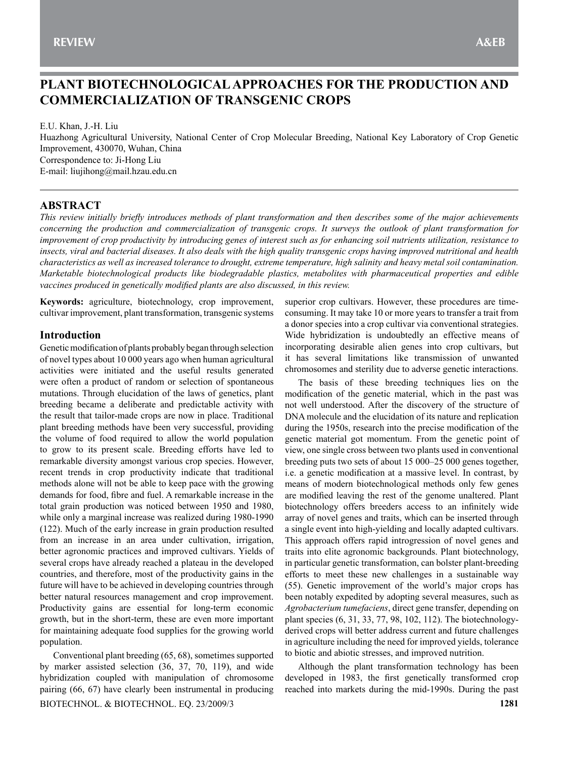# PLANT BIOTECHNOLOGICAL APPROACHES FOR THE PRODUCTION AND COMMERCIALIZATION OF TRANSGENIC CROPS

E.U. Khan, J.-H. Liu

Huazhong Agricultural University, National Center of Crop Molecular Breeding, National Key Laboratory of Crop Genetic Improvement, 430070, Wuhan, China

Correspondence to: Ji-Hong Liu

E-mail: liujihong@mail.hzau.edu.cn

## ABSTRACT

*This review initially briefly introduces methods of plant transformation and then describes some of the major achievements concerning the production and commercialization of transgenic crops. It surveys the outlook of plant transformation for improvement of crop productivity by introducing genes of interest such as for enhancing soil nutrients utilization, resistance to insects, viral and bacterial diseases. It also deals with the high quality transgenic crops having improved nutritional and health characteristics as well as increased tolerance to drought, extreme temperature, high salinity and heavy metal soil contamination. Marketable biotechnological products like biodegradable plastics, metabolites with pharmaceutical properties and edible vaccines produced in genetically modified plants are also discussed, in this review.*

**Keywords:** agriculture, biotechnology, crop improvement, cultivar improvement, plant transformation, transgenic systems

## Introduction

Genetic modification of plants probably began through selection of novel types about 10 000 years ago when human agricultural activities were initiated and the useful results generated were often a product of random or selection of spontaneous mutations. Through elucidation of the laws of genetics, plant breeding became a deliberate and predictable activity with the result that tailor-made crops are now in place. Traditional plant breeding methods have been very successful, providing the volume of food required to allow the world population to grow to its present scale. Breeding efforts have led to remarkable diversity amongst various crop species. However, recent trends in crop productivity indicate that traditional methods alone will not be able to keep pace with the growing demands for food, fibre and fuel. A remarkable increase in the total grain production was noticed between 1950 and 1980, while only a marginal increase was realized during 1980-1990 (122). Much of the early increase in grain production resulted from an increase in an area under cultivation, irrigation, better agronomic practices and improved cultivars. Yields of several crops have already reached a plateau in the developed countries, and therefore, most of the productivity gains in the future will have to be achieved in developing countries through better natural resources management and crop improvement. Productivity gains are essential for long-term economic growth, but in the short-term, these are even more important for maintaining adequate food supplies for the growing world population.

Conventional plant breeding (65, 68), sometimes supported by marker assisted selection (36, 37, 70, 119), and wide hybridization coupled with manipulation of chromosome pairing (66, 67) have clearly been instrumental in producing superior crop cultivars. However, these procedures are time-consuming. It may take 10 or more years to transfer a trait from a donor species into a crop cultivar via conventional strategies. Wide hybridization is undoubtedly an effective means of incorporating desirable alien genes into crop cultivars, but it has several limitations like transmission of unwanted chromosomes and sterility due to adverse genetic interactions.

The basis of these breeding techniques lies on the modification of the genetic material, which in the past was not well understood. After the discovery of the structure of DNA molecule and the elucidation of its nature and replication during the 1950s, research into the precise modification of the genetic material got momentum. From the genetic point of view, one single cross between two plants used in conventional breeding puts two sets of about 15 000–25 000 genes together, i.e. a genetic modification at a massive level. In contrast, by means of modern biotechnological methods only few genes are modified leaving the rest of the genome unaltered. Plant biotechnology offers breeders access to an infinitely wide array of novel genes and traits, which can be inserted through a single event into high-yielding and locally adapted cultivars. This approach offers rapid introgression of novel genes and traits into elite agronomic backgrounds. Plant biotechnology, in particular genetic transformation, can bolster plant-breeding efforts to meet these new challenges in a sustainable way (55). Genetic improvement of the world's major crops has been notably expedited by adopting several measures, such as *Agrobacterium tumefaciens*, direct gene transfer, depending on plant species (6, 31, 33, 77, 98, 102, 112). The biotechnology-derived crops will better address current and future challenges in agriculture including the need for improved yields, tolerance to biotic and abiotic stresses, and improved nutrition.

Although the plant transformation technology has been developed in 1983, the first genetically transformed crop reached into markets during the mid-1990s. During the past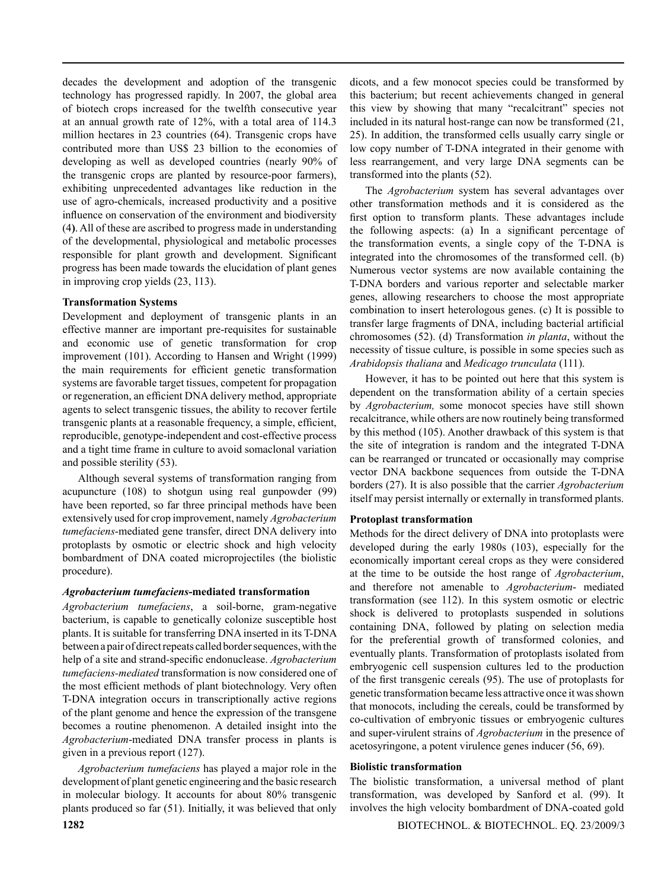decades the development and adoption of the transgenic technology has progressed rapidly. In 2007, the global area of biotech crops increased for the twelfth consecutive year at an annual growth rate of 12%, with a total area of 114.3 million hectares in 23 countries (64). Transgenic crops have contributed more than US$ 23 billion to the economies of developing as well as developed countries (nearly 90% of the transgenic crops are planted by resource-poor farmers), exhibiting unprecedented advantages like reduction in the use of agro-chemicals, increased productivity and a positive influence on conservation of the environment and biodiversity (4). All of these are ascribed to progress made in understanding of the developmental, physiological and metabolic processes responsible for plant growth and development. Significant progress has been made towards the elucidation of plant genes in improving crop yields (23, 113).

### Transformation Systems

Development and deployment of transgenic plants in an effective manner are important pre-requisites for sustainable and economic use of genetic transformation for crop improvement (101). According to Hansen and Wright (1999) the main requirements for efficient genetic transformation systems are favorable target tissues, competent for propagation or regeneration, an efficient DNA delivery method, appropriate agents to select transgenic tissues, the ability to recover fertile transgenic plants at a reasonable frequency, a simple, efficient, reproducible, genotype-independent and cost-effective process and a tight time frame in culture to avoid somaclonal variation and possible sterility (53).

Although several systems of transformation ranging from acupuncture (108) to shotgun using real gunpowder (99) have been reported, so far three principal methods have been extensively used for crop improvement, namely *Agrobacterium tumefaciens*-mediated gene transfer, direct DNA delivery into protoplasts by osmotic or electric shock and high velocity bombardment of DNA coated microprojectiles (the biolistic procedure).

#### *Agrobacterium tumefaciens*-mediated transformation

*Agrobacterium tumefaciens*, a soil-borne, gram-negative bacterium, is capable to genetically colonize susceptible host plants. It is suitable for transferring DNA inserted in its T-DNA between a pair of direct repeats called border sequences, with the help of a site and strand-specific endonuclease. *Agrobacterium tumefaciens-mediated* transformation is now considered one of the most efficient methods of plant biotechnology. Very often T-DNA integration occurs in transcriptionally active regions of the plant genome and hence the expression of the transgene becomes a routine phenomenon. A detailed insight into the *Agrobacterium*-mediated DNA transfer process in plants is given in a previous report (127).

*Agrobacterium tumefaciens* has played a major role in the development of plant genetic engineering and the basic research in molecular biology. It accounts for about 80% transgenic plants produced so far (51). Initially, it was believed that only dicots, and a few monocot species could be transformed by this bacterium; but recent achievements changed in general this view by showing that many "recalcitrant" species not included in its natural host-range can now be transformed (21, 25). In addition, the transformed cells usually carry single or low copy number of T-DNA integrated in their genome with less rearrangement, and very large DNA segments can be transformed into the plants (52).

The *Agrobacterium* system has several advantages over other transformation methods and it is considered as the first option to transform plants. These advantages include the following aspects: (a) In a significant percentage of the transformation events, a single copy of the T-DNA is integrated into the chromosomes of the transformed cell. (b) Numerous vector systems are now available containing the T-DNA borders and various reporter and selectable marker genes, allowing researchers to choose the most appropriate combination to insert heterologous genes. (c) It is possible to transfer large fragments of DNA, including bacterial artificial chromosomes (52). (d) Transformation *in planta*, without the necessity of tissue culture, is possible in some species such as *Arabidopsis thaliana* and *Medicago truncatula* (111).

However, it has to be pointed out here that this system is dependent on the transformation ability of a certain species by *Agrobacterium,* some monocot species have still shown recalcitrance, while others are now routinely being transformed by this method (105). Another drawback of this system is that the site of integration is random and the integrated T-DNA can be rearranged or truncated or occasionally may comprise vector DNA backbone sequences from outside the T-DNA borders (27). It is also possible that the carrier *Agrobacterium* itself may persist internally or externally in transformed plants.

#### Protoplast transformation

Methods for the direct delivery of DNA into protoplasts were developed during the early 1980s (103), especially for the economically important cereal crops as they were considered at the time to be outside the host range of *Agrobacterium*, and therefore not amenable to *Agrobacterium*- mediated transformation (see 112). In this system osmotic or electric shock is delivered to protoplasts suspended in solutions containing DNA, followed by plating on selection media for the preferential growth of transformed colonies, and eventually plants. Transformation of protoplasts isolated from embryogenic cell suspension cultures led to the production of the first transgenic cereals (95). The use of protoplasts for genetic transformation became less attractive once it was shown that monocots, including the cereals, could be transformed by co-cultivation of embryonic tissues or embryogenic cultures and super-virulent strains of *Agrobacterium* in the presence of acetosyringone, a potent virulence genes inducer (56, 69).

#### Biolistic transformation

The biolistic transformation, a universal method of plant transformation, was developed by Sanford et al. (99). It involves the high velocity bombardment of DNA-coated gold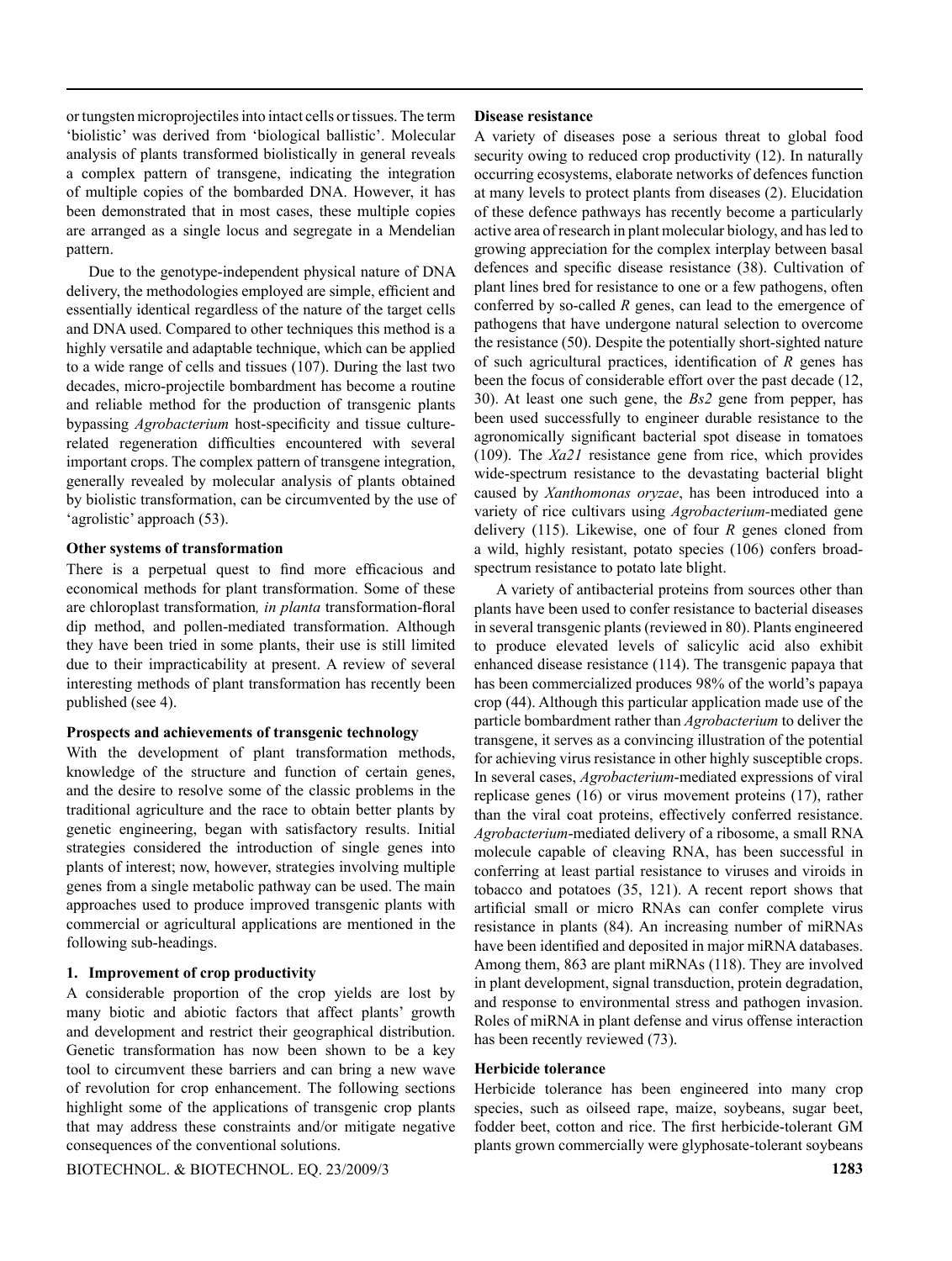or tungsten microprojectiles into intact cells or tissues. The term 'biolistic' was derived from 'biological ballistic'. Molecular analysis of plants transformed biolistically in general reveals a complex pattern of transgene, indicating the integration of multiple copies of the bombarded DNA. However, it has been demonstrated that in most cases, these multiple copies are arranged as a single locus and segregate in a Mendelian pattern.

Due to the genotype-independent physical nature of DNA delivery, the methodologies employed are simple, efficient and essentially identical regardless of the nature of the target cells and DNA used. Compared to other techniques this method is a highly versatile and adaptable technique, which can be applied to a wide range of cells and tissues (107). During the last two decades, micro-projectile bombardment has become a routine and reliable method for the production of transgenic plants bypassing *Agrobacterium* host-specificity and tissue culture-related regeneration difficulties encountered with several important crops. The complex pattern of transgene integration, generally revealed by molecular analysis of plants obtained by biolistic transformation, can be circumvented by the use of 'agrolistic' approach (53).

**Other systems of transformation**

There is a perpetual quest to find more efficacious and economical methods for plant transformation. Some of these are chloroplast transformation*, in planta* transformation-floral dip method, and pollen-mediated transformation. Although they have been tried in some plants, their use is still limited due to their impracticability at present. A review of several interesting methods of plant transformation has recently been published (see 4).

**Prospects and achievements of transgenic technology**

With the development of plant transformation methods, knowledge of the structure and function of certain genes, and the desire to resolve some of the classic problems in the traditional agriculture and the race to obtain better plants by genetic engineering, began with satisfactory results. Initial strategies considered the introduction of single genes into plants of interest; now, however, strategies involving multiple genes from a single metabolic pathway can be used. The main approaches used to produce improved transgenic plants with commercial or agricultural applications are mentioned in the following sub-headings.

**1. Improvement of crop productivity**

A considerable proportion of the crop yields are lost by many biotic and abiotic factors that affect plants' growth and development and restrict their geographical distribution. Genetic transformation has now been shown to be a key tool to circumvent these barriers and can bring a new wave of revolution for crop enhancement. The following sections highlight some of the applications of transgenic crop plants that may address these constraints and/or mitigate negative consequences of the conventional solutions.

**Disease resistance**

A variety of diseases pose a serious threat to global food security owing to reduced crop productivity (12). In naturally occurring ecosystems, elaborate networks of defences function at many levels to protect plants from diseases (2). Elucidation of these defence pathways has recently become a particularly active area of research in plant molecular biology, and has led to growing appreciation for the complex interplay between basal defences and specific disease resistance (38). Cultivation of plant lines bred for resistance to one or a few pathogens, often conferred by so-called *R* genes, can lead to the emergence of pathogens that have undergone natural selection to overcome the resistance (50). Despite the potentially short-sighted nature of such agricultural practices, identification of *R* genes has been the focus of considerable effort over the past decade (12, 30). At least one such gene, the *Bs2* gene from pepper, has been used successfully to engineer durable resistance to the agronomically significant bacterial spot disease in tomatoes (109). The *Xa21* resistance gene from rice, which provides wide-spectrum resistance to the devastating bacterial blight caused by *Xanthomonas oryzae*, has been introduced into a variety of rice cultivars using *Agrobacterium*-mediated gene delivery (115). Likewise, one of four *R* genes cloned from a wild, highly resistant, potato species (106) confers broad-spectrum resistance to potato late blight.

A variety of antibacterial proteins from sources other than plants have been used to confer resistance to bacterial diseases in several transgenic plants (reviewed in 80). Plants engineered to produce elevated levels of salicylic acid also exhibit enhanced disease resistance (114). The transgenic papaya that has been commercialized produces 98% of the world's papaya crop (44). Although this particular application made use of the particle bombardment rather than *Agrobacterium* to deliver the transgene, it serves as a convincing illustration of the potential for achieving virus resistance in other highly susceptible crops. In several cases, *Agrobacterium*-mediated expressions of viral replicase genes (16) or virus movement proteins (17), rather than the viral coat proteins, effectively conferred resistance. *Agrobacterium*-mediated delivery of a ribosome, a small RNA molecule capable of cleaving RNA, has been successful in conferring at least partial resistance to viruses and viroids in tobacco and potatoes (35, 121). A recent report shows that artificial small or micro RNAs can confer complete virus resistance in plants (84). An increasing number of miRNAs have been identified and deposited in major miRNA databases. Among them, 863 are plant miRNAs (118). They are involved in plant development, signal transduction, protein degradation, and response to environmental stress and pathogen invasion. Roles of miRNA in plant defense and virus offense interaction has been recently reviewed (73).

**Herbicide tolerance**

Herbicide tolerance has been engineered into many crop species, such as oilseed rape, maize, soybeans, sugar beet, fodder beet, cotton and rice. The first herbicide-tolerant GM plants grown commercially were glyphosate-tolerant soybeans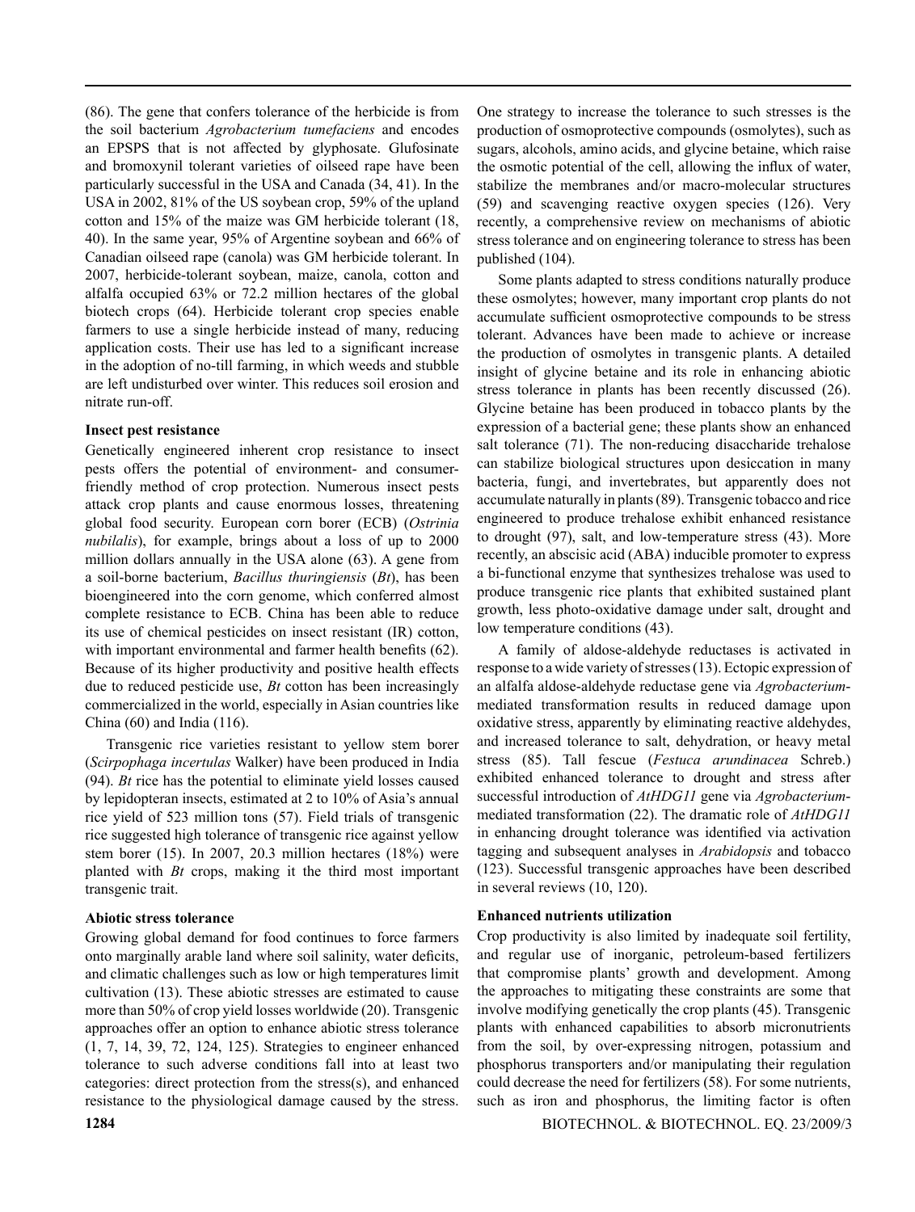(86). The gene that confers tolerance of the herbicide is from the soil bacterium *Agrobacterium tumefaciens* and encodes an EPSPS that is not affected by glyphosate. Glufosinate and bromoxynil tolerant varieties of oilseed rape have been particularly successful in the USA and Canada (34, 41). In the USA in 2002, 81% of the US soybean crop, 59% of the upland cotton and 15% of the maize was GM herbicide tolerant (18, 40). In the same year, 95% of Argentine soybean and 66% of Canadian oilseed rape (canola) was GM herbicide tolerant. In 2007, herbicide-tolerant soybean, maize, canola, cotton and alfalfa occupied 63% or 72.2 million hectares of the global biotech crops (64). Herbicide tolerant crop species enable farmers to use a single herbicide instead of many, reducing application costs. Their use has led to a significant increase in the adoption of no-till farming, in which weeds and stubble are left undisturbed over winter. This reduces soil erosion and nitrate run-off.

**Insect pest resistance**

Genetically engineered inherent crop resistance to insect pests offers the potential of environment- and consumer-friendly method of crop protection. Numerous insect pests attack crop plants and cause enormous losses, threatening global food security. European corn borer (ECB) (*Ostrinia nubilalis*), for example, brings about a loss of up to 2000 million dollars annually in the USA alone (63). A gene from a soil-borne bacterium, *Bacillus thuringiensis* (*Bt*), has been bioengineered into the corn genome, which conferred almost complete resistance to ECB. China has been able to reduce its use of chemical pesticides on insect resistant (IR) cotton, with important environmental and farmer health benefits (62). Because of its higher productivity and positive health effects due to reduced pesticide use, *Bt* cotton has been increasingly commercialized in the world, especially in Asian countries like China (60) and India (116).

Transgenic rice varieties resistant to yellow stem borer (*Scirpophaga incertulas* Walker) have been produced in India (94). *Bt* rice has the potential to eliminate yield losses caused by lepidopteran insects, estimated at 2 to 10% of Asia's annual rice yield of 523 million tons (57). Field trials of transgenic rice suggested high tolerance of transgenic rice against yellow stem borer (15). In 2007, 20.3 million hectares (18%) were planted with *Bt* crops, making it the third most important transgenic trait.

**Abiotic stress tolerance**

Growing global demand for food continues to force farmers onto marginally arable land where soil salinity, water deficits, and climatic challenges such as low or high temperatures limit cultivation (13). These abiotic stresses are estimated to cause more than 50% of crop yield losses worldwide (20). Transgenic approaches offer an option to enhance abiotic stress tolerance (1, 7, 14, 39, 72, 124, 125). Strategies to engineer enhanced tolerance to such adverse conditions fall into at least two categories: direct protection from the stress(s), and enhanced resistance to the physiological damage caused by the stress. One strategy to increase the tolerance to such stresses is the production of osmoprotective compounds (osmolytes), such as sugars, alcohols, amino acids, and glycine betaine, which raise the osmotic potential of the cell, allowing the influx of water, stabilize the membranes and/or macro-molecular structures (59) and scavenging reactive oxygen species (126). Very recently, a comprehensive review on mechanisms of abiotic stress tolerance and on engineering tolerance to stress has been published (104).

Some plants adapted to stress conditions naturally produce these osmolytes; however, many important crop plants do not accumulate sufficient osmoprotective compounds to be stress tolerant. Advances have been made to achieve or increase the production of osmolytes in transgenic plants. A detailed insight of glycine betaine and its role in enhancing abiotic stress tolerance in plants has been recently discussed (26). Glycine betaine has been produced in tobacco plants by the expression of a bacterial gene; these plants show an enhanced salt tolerance (71). The non-reducing disaccharide trehalose can stabilize biological structures upon desiccation in many bacteria, fungi, and invertebrates, but apparently does not accumulate naturally in plants (89). Transgenic tobacco and rice engineered to produce trehalose exhibit enhanced resistance to drought (97), salt, and low-temperature stress (43). More recently, an abscisic acid (ABA) inducible promoter to express a bi-functional enzyme that synthesizes trehalose was used to produce transgenic rice plants that exhibited sustained plant growth, less photo-oxidative damage under salt, drought and low temperature conditions (43).

A family of aldose-aldehyde reductases is activated in response to a wide variety of stresses (13). Ectopic expression of an alfalfa aldose-aldehyde reductase gene via *Agrobacterium*-mediated transformation results in reduced damage upon oxidative stress, apparently by eliminating reactive aldehydes, and increased tolerance to salt, dehydration, or heavy metal stress (85). Tall fescue (*Festuca arundinacea* Schreb.) exhibited enhanced tolerance to drought and stress after successful introduction of *AtHDG11* gene via *Agrobacterium*-mediated transformation (22). The dramatic role of *AtHDG11* in enhancing drought tolerance was identified via activation tagging and subsequent analyses in *Arabidopsis* and tobacco (123). Successful transgenic approaches have been described in several reviews (10, 120).

**Enhanced nutrients utilization**

Crop productivity is also limited by inadequate soil fertility, and regular use of inorganic, petroleum-based fertilizers that compromise plants' growth and development. Among the approaches to mitigating these constraints are some that involve modifying genetically the crop plants (45). Transgenic plants with enhanced capabilities to absorb micronutrients from the soil, by over-expressing nitrogen, potassium and phosphorus transporters and/or manipulating their regulation could decrease the need for fertilizers (58). For some nutrients, such as iron and phosphorus, the limiting factor is often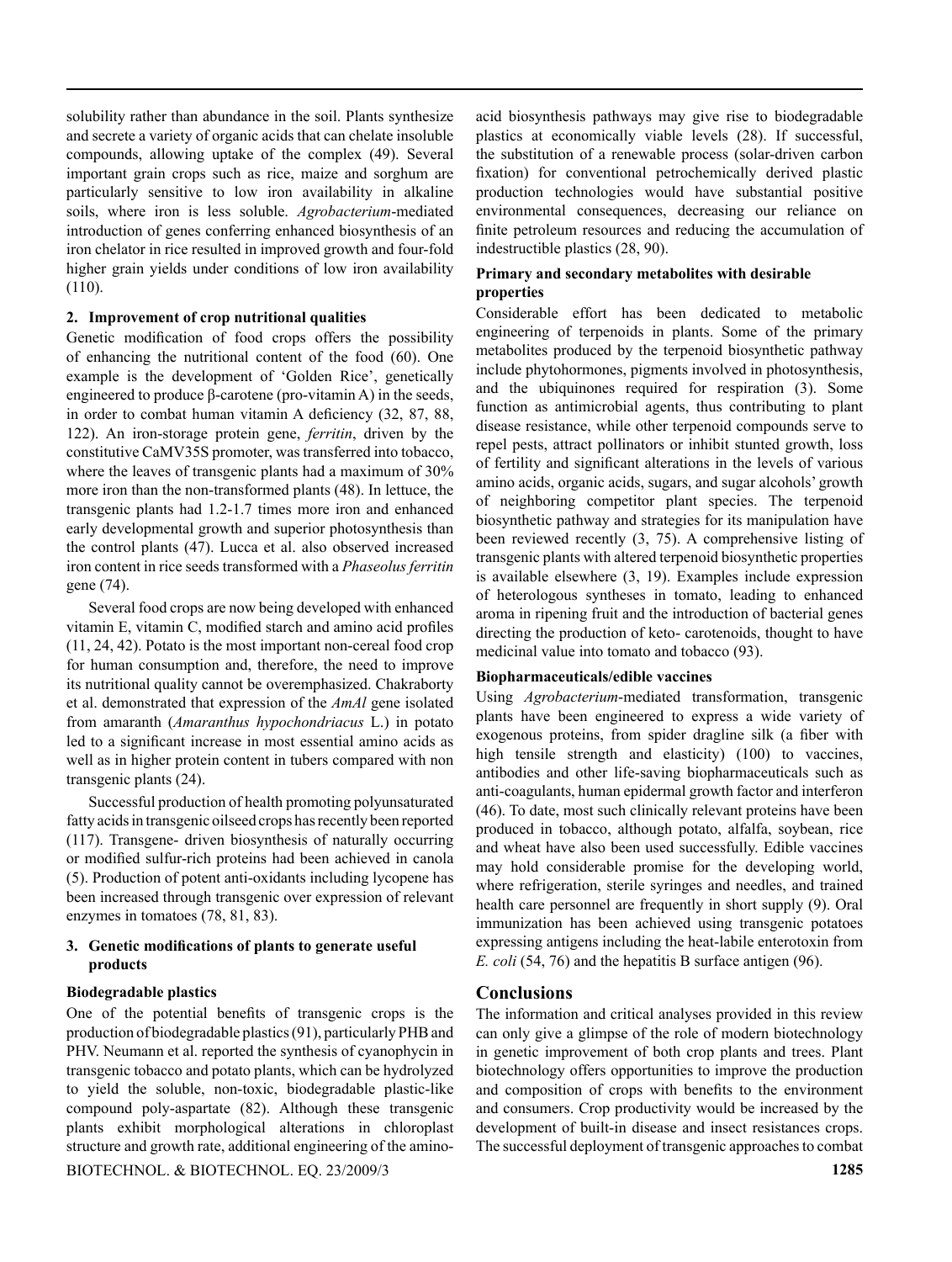solubility rather than abundance in the soil. Plants synthesize and secrete a variety of organic acids that can chelate insoluble compounds, allowing uptake of the complex (49). Several important grain crops such as rice, maize and sorghum are particularly sensitive to low iron availability in alkaline soils, where iron is less soluble. *Agrobacterium*-mediated introduction of genes conferring enhanced biosynthesis of an iron chelator in rice resulted in improved growth and four-fold higher grain yields under conditions of low iron availability (110).

### 2. Improvement of crop nutritional qualities

Genetic modification of food crops offers the possibility of enhancing the nutritional content of the food (60). One example is the development of 'Golden Rice', genetically engineered to produce β-carotene (pro-vitamin A) in the seeds, in order to combat human vitamin A deficiency (32, 87, 88, 122). An iron-storage protein gene, *ferritin*, driven by the constitutive CaMV35S promoter, was transferred into tobacco, where the leaves of transgenic plants had a maximum of 30% more iron than the non-transformed plants (48). In lettuce, the transgenic plants had 1.2-1.7 times more iron and enhanced early developmental growth and superior photosynthesis than the control plants (47). Lucca et al. also observed increased iron content in rice seeds transformed with a *Phaseolus ferritin* gene (74).

Several food crops are now being developed with enhanced vitamin E, vitamin C, modified starch and amino acid profiles (11, 24, 42). Potato is the most important non-cereal food crop for human consumption and, therefore, the need to improve its nutritional quality cannot be overemphasized. Chakraborty et al. demonstrated that expression of the *AmAl* gene isolated from amaranth (*Amaranthus hypochondriacus* L.) in potato led to a significant increase in most essential amino acids as well as in higher protein content in tubers compared with non transgenic plants (24).

Successful production of health promoting polyunsaturated fatty acids in transgenic oilseed crops has recently been reported (117). Transgene- driven biosynthesis of naturally occurring or modified sulfur-rich proteins had been achieved in canola (5). Production of potent anti-oxidants including lycopene has been increased through transgenic over expression of relevant enzymes in tomatoes (78, 81, 83).

### 3. Genetic modifications of plants to generate useful products

#### Biodegradable plastics

One of the potential benefits of transgenic crops is the production of biodegradable plastics (91), particularly PHB and PHV. Neumann et al. reported the synthesis of cyanophycin in transgenic tobacco and potato plants, which can be hydrolyzed to yield the soluble, non-toxic, biodegradable plastic-like compound poly-aspartate (82). Although these transgenic plants exhibit morphological alterations in chloroplast structure and growth rate, additional engineering of the amino-acid biosynthesis pathways may give rise to biodegradable plastics at economically viable levels (28). If successful, the substitution of a renewable process (solar-driven carbon fixation) for conventional petrochemically derived plastic production technologies would have substantial positive environmental consequences, decreasing our reliance on finite petroleum resources and reducing the accumulation of indestructible plastics (28, 90).

#### Primary and secondary metabolites with desirable properties

Considerable effort has been dedicated to metabolic engineering of terpenoids in plants. Some of the primary metabolites produced by the terpenoid biosynthetic pathway include phytohormones, pigments involved in photosynthesis, and the ubiquinones required for respiration (3). Some function as antimicrobial agents, thus contributing to plant disease resistance, while other terpenoid compounds serve to repel pests, attract pollinators or inhibit stunted growth, loss of fertility and significant alterations in the levels of various amino acids, organic acids, sugars, and sugar alcohols' growth of neighboring competitor plant species. The terpenoid biosynthetic pathway and strategies for its manipulation have been reviewed recently (3, 75). A comprehensive listing of transgenic plants with altered terpenoid biosynthetic properties is available elsewhere (3, 19). Examples include expression of heterologous syntheses in tomato, leading to enhanced aroma in ripening fruit and the introduction of bacterial genes directing the production of keto- carotenoids, thought to have medicinal value into tomato and tobacco (93).

#### Biopharmaceuticals/edible vaccines

Using *Agrobacterium*-mediated transformation, transgenic plants have been engineered to express a wide variety of exogenous proteins, from spider dragline silk (a fiber with high tensile strength and elasticity) (100) to vaccines, antibodies and other life-saving biopharmaceuticals such as anti-coagulants, human epidermal growth factor and interferon (46). To date, most such clinically relevant proteins have been produced in tobacco, although potato, alfalfa, soybean, rice and wheat have also been used successfully. Edible vaccines may hold considerable promise for the developing world, where refrigeration, sterile syringes and needles, and trained health care personnel are frequently in short supply (9). Oral immunization has been achieved using transgenic potatoes expressing antigens including the heat-labile enterotoxin from *E. coli* (54, 76) and the hepatitis B surface antigen (96).

## Conclusions

The information and critical analyses provided in this review can only give a glimpse of the role of modern biotechnology in genetic improvement of both crop plants and trees. Plant biotechnology offers opportunities to improve the production and composition of crops with benefits to the environment and consumers. Crop productivity would be increased by the development of built-in disease and insect resistances crops. The successful deployment of transgenic approaches to combat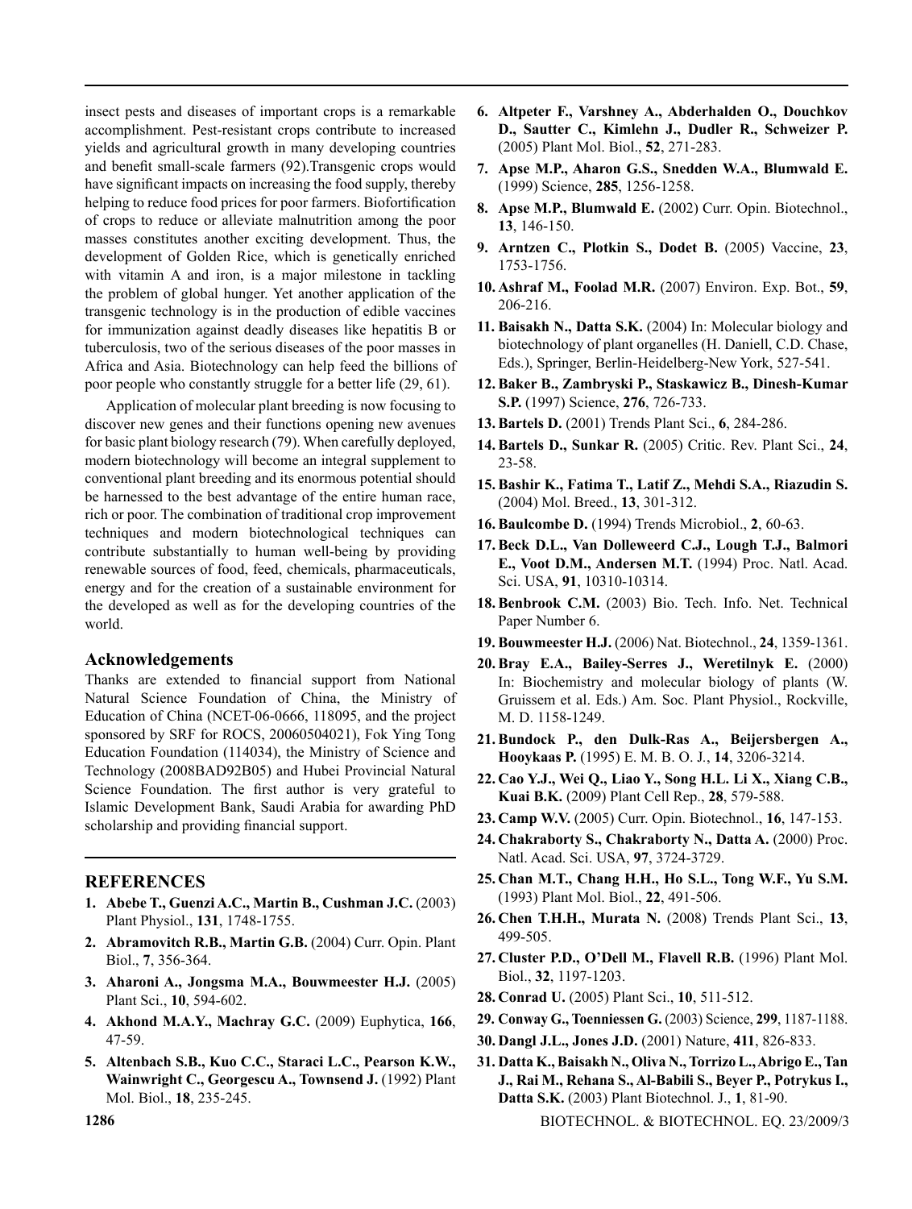insect pests and diseases of important crops is a remarkable accomplishment. Pest-resistant crops contribute to increased yields and agricultural growth in many developing countries and benefit small-scale farmers (92).Transgenic crops would have significant impacts on increasing the food supply, thereby helping to reduce food prices for poor farmers. Biofortification of crops to reduce or alleviate malnutrition among the poor masses constitutes another exciting development. Thus, the development of Golden Rice, which is genetically enriched with vitamin A and iron, is a major milestone in tackling the problem of global hunger. Yet another application of the transgenic technology is in the production of edible vaccines for immunization against deadly diseases like hepatitis B or tuberculosis, two of the serious diseases of the poor masses in Africa and Asia. Biotechnology can help feed the billions of poor people who constantly struggle for a better life (29, 61).

Application of molecular plant breeding is now focusing to discover new genes and their functions opening new avenues for basic plant biology research (79). When carefully deployed, modern biotechnology will become an integral supplement to conventional plant breeding and its enormous potential should be harnessed to the best advantage of the entire human race, rich or poor. The combination of traditional crop improvement techniques and modern biotechnological techniques can contribute substantially to human well-being by providing renewable sources of food, feed, chemicals, pharmaceuticals, energy and for the creation of a sustainable environment for the developed as well as for the developing countries of the world.

## Acknowledgements

Thanks are extended to financial support from National Natural Science Foundation of China, the Ministry of Education of China (NCET-06-0666, 118095, and the project sponsored by SRF for ROCS, 20060504021), Fok Ying Tong Education Foundation (114034), the Ministry of Science and Technology (2008BAD92B05) and Hubei Provincial Natural Science Foundation. The first author is very grateful to Islamic Development Bank, Saudi Arabia for awarding PhD scholarship and providing financial support.

## REFERENCES

1. **Abebe T., Guenzi A.C., Martin B., Cushman J.C.** (2003) Plant Physiol., **131**, 1748-1755.
2. **Abramovitch R.B., Martin G.B.** (2004) Curr. Opin. Plant Biol., **7**, 356-364.
3. **Aharoni A., Jongsma M.A., Bouwmeester H.J.** (2005) Plant Sci., **10**, 594-602.
4. **Akhond M.A.Y., Machray G.C.** (2009) Euphytica, **166**, 47-59.
5. **Altenbach S.B., Kuo C.C., Staraci L.C., Pearson K.W., Wainwright C., Georgescu A., Townsend J.** (1992) Plant Mol. Biol., **18**, 235-245.
6. **Altpeter F., Varshney A., Abderhalden O., Douchkov D., Sautter C., Kimlehn J., Dudler R., Schweizer P.** (2005) Plant Mol. Biol., **52**, 271-283.
7. **Apse M.P., Aharon G.S., Snedden W.A., Blumwald E.** (1999) Science, **285**, 1256-1258.
8. **Apse M.P., Blumwald E.** (2002) Curr. Opin. Biotechnol., **13**, 146-150.
9. **Arntzen C., Plotkin S., Dodet B.** (2005) Vaccine, **23**, 1753-1756.
10. **Ashraf M., Foolad M.R.** (2007) Environ. Exp. Bot., **59**, 206-216.
11. **Baisakh N., Datta S.K.** (2004) In: Molecular biology and biotechnology of plant organelles (H. Daniell, C.D. Chase, Eds.), Springer, Berlin-Heidelberg-New York, 527-541.
12. **Baker B., Zambryski P., Staskawicz B., Dinesh-Kumar S.P.** (1997) Science, **276**, 726-733.
13. **Bartels D.** (2001) Trends Plant Sci., **6**, 284-286.
14. **Bartels D., Sunkar R.** (2005) Critic. Rev. Plant Sci., **24**, 23-58.
15. **Bashir K., Fatima T., Latif Z., Mehdi S.A., Riazudin S.** (2004) Mol. Breed., **13**, 301-312.
16. **Baulcombe D.** (1994) Trends Microbiol., **2**, 60-63.
17. **Beck D.L., Van Dolleweerd C.J., Lough T.J., Balmori E., Voot D.M., Andersen M.T.** (1994) Proc. Natl. Acad. Sci. USA, **91**, 10310-10314.
18. **Benbrook C.M.** (2003) Bio. Tech. Info. Net. Technical Paper Number 6.
19. **Bouwmeester H.J.** (2006) Nat. Biotechnol., **24**, 1359-1361.
20. **Bray E.A., Bailey-Serres J., Weretilnyk E.** (2000) In: Biochemistry and molecular biology of plants (W. Gruissem et al. Eds.) Am. Soc. Plant Physiol., Rockville, M. D. 1158-1249.
21. **Bundock P., den Dulk-Ras A., Beijersbergen A., Hooykaas P.** (1995) E. M. B. O. J., **14**, 3206-3214.
22. **Cao Y.J., Wei Q., Liao Y., Song H.L. Li X., Xiang C.B., Kuai B.K.** (2009) Plant Cell Rep., **28**, 579-588.
23. **Camp W.V.** (2005) Curr. Opin. Biotechnol., **16**, 147-153.
24. **Chakraborty S., Chakraborty N., Datta A.** (2000) Proc. Natl. Acad. Sci. USA, **97**, 3724-3729.
25. **Chan M.T., Chang H.H., Ho S.L., Tong W.F., Yu S.M.** (1993) Plant Mol. Biol., **22**, 491-506.
26. **Chen T.H.H., Murata N.** (2008) Trends Plant Sci., **13**, 499-505.
27. **Cluster P.D., O'Dell M., Flavell R.B.** (1996) Plant Mol. Biol., **32**, 1197-1203.
28. **Conrad U.** (2005) Plant Sci., **10**, 511-512.
29. **Conway G., Toenniessen G.** (2003) Science, **299**, 1187-1188.
30. **Dangl J.L., Jones J.D.** (2001) Nature, **411**, 826-833.
31. **Datta K., Baisakh N., Oliva N., Torrizo L., Abrigo E., Tan J., Rai M., Rehana S., Al-Babili S., Beyer P., Potrykus I., Datta S.K.** (2003) Plant Biotechnol. J., **1**, 81-90.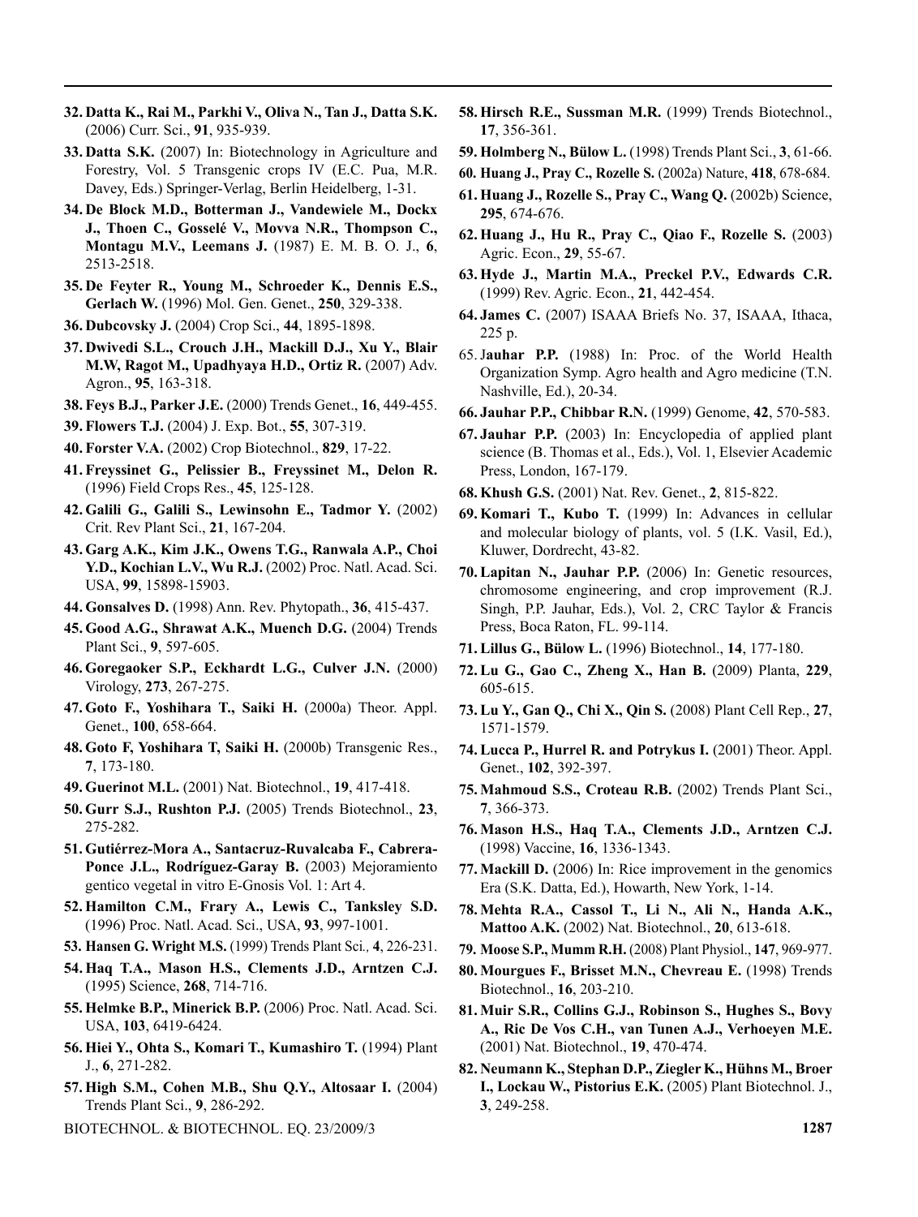32. **Datta K., Rai M., Parkhi V., Oliva N., Tan J., Datta S.K.** (2006) Curr. Sci., **91**, 935-939.

33. **Datta S.K.** (2007) In: Biotechnology in Agriculture and Forestry, Vol. 5 Transgenic crops IV (E.C. Pua, M.R. Davey, Eds.) Springer-Verlag, Berlin Heidelberg, 1-31.

34. **De Block M.D., Botterman J., Vandewiele M., Dockx J., Thoen C., Gosselé V., Movva N.R., Thompson C., Montagu M.V., Leemans J.** (1987) E. M. B. O. J., **6**, 2513-2518.

35. **De Feyter R., Young M., Schroeder K., Dennis E.S., Gerlach W.** (1996) Mol. Gen. Genet., **250**, 329-338.

36. **Dubcovsky J.** (2004) Crop Sci., **44**, 1895-1898.

37. **Dwivedi S.L., Crouch J.H., Mackill D.J., Xu Y., Blair M.W, Ragot M., Upadhyaya H.D., Ortiz R.** (2007) Adv. Agron., **95**, 163-318.

38. **Feys B.J., Parker J.E.** (2000) Trends Genet., **16**, 449-455.

39. **Flowers T.J.** (2004) J. Exp. Bot., **55**, 307-319.

40. **Forster V.A.** (2002) Crop Biotechnol., **829**, 17-22.

41. **Freyssinet G., Pelissier B., Freyssinet M., Delon R.** (1996) Field Crops Res., **45**, 125-128.

42. **Galili G., Galili S., Lewinsohn E., Tadmor Y.** (2002) Crit. Rev Plant Sci., **21**, 167-204.

43. **Garg A.K., Kim J.K., Owens T.G., Ranwala A.P., Choi Y.D., Kochian L.V., Wu R.J.** (2002) Proc. Natl. Acad. Sci. USA, **99**, 15898-15903.

44. **Gonsalves D.** (1998) Ann. Rev. Phytopath., **36**, 415-437.

45. **Good A.G., Shrawat A.K., Muench D.G.** (2004) Trends Plant Sci., **9**, 597-605.

46. **Goregaoker S.P., Eckhardt L.G., Culver J.N.** (2000) Virology, **273**, 267-275.

47. **Goto F., Yoshihara T., Saiki H.** (2000a) Theor. Appl. Genet., **100**, 658-664.

48. **Goto F, Yoshihara T, Saiki H.** (2000b) Transgenic Res., **7**, 173-180.

49. **Guerinot M.L.** (2001) Nat. Biotechnol., **19**, 417-418.

50. **Gurr S.J., Rushton P.J.** (2005) Trends Biotechnol., **23**, 275-282.

51. **Gutiérrez-Mora A., Santacruz-Ruvalcaba F., Cabrera-Ponce J.L., Rodríguez-Garay B.** (2003) Mejoramiento gentico vegetal in vitro E-Gnosis Vol. 1: Art 4.

52. **Hamilton C.M., Frary A., Lewis C., Tanksley S.D.** (1996) Proc. Natl. Acad. Sci., USA, **93**, 997-1001.

53. **Hansen G. Wright M.S.** (1999) Trends Plant Sci*.*, **4**, 226-231.

54. **Haq T.A., Mason H.S., Clements J.D., Arntzen C.J.** (1995) Science, **268**, 714-716.

55. **Helmke B.P., Minerick B.P.** (2006) Proc. Natl. Acad. Sci. USA, **103**, 6419-6424.

56. **Hiei Y., Ohta S., Komari T., Kumashiro T.** (1994) Plant J., **6**, 271-282.

57. **High S.M., Cohen M.B., Shu Q.Y., Altosaar I.** (2004) Trends Plant Sci., **9**, 286-292.

58. **Hirsch R.E., Sussman M.R.** (1999) Trends Biotechnol., **17**, 356-361.

59. **Holmberg N., Bülow L.** (1998) Trends Plant Sci., **3**, 61-66.

60. **Huang J., Pray C., Rozelle S.** (2002a) Nature, **418**, 678-684.

61. **Huang J., Rozelle S., Pray C., Wang Q.** (2002b) Science, **295**, 674-676.

62. **Huang J., Hu R., Pray C., Qiao F., Rozelle S.** (2003) Agric. Econ., **29**, 55-67.

63. **Hyde J., Martin M.A., Preckel P.V., Edwards C.R.** (1999) Rev. Agric. Econ., **21**, 442-454.

64. **James C.** (2007) ISAAA Briefs No. 37, ISAAA, Ithaca, 225 p.

65. J**auhar P.P.** (1988) In: Proc. of the World Health Organization Symp. Agro health and Agro medicine (T.N. Nashville, Ed.), 20-34.

66. **Jauhar P.P., Chibbar R.N.** (1999) Genome, **42**, 570-583.

67. **Jauhar P.P.** (2003) In: Encyclopedia of applied plant science (B. Thomas et al., Eds.), Vol. 1, Elsevier Academic Press, London, 167-179.

68. **Khush G.S.** (2001) Nat. Rev. Genet., **2**, 815-822.

69. **Komari T., Kubo T.** (1999) In: Advances in cellular and molecular biology of plants, vol. 5 (I.K. Vasil, Ed.), Kluwer, Dordrecht, 43-82.

70. **Lapitan N., Jauhar P.P.** (2006) In: Genetic resources, chromosome engineering, and crop improvement (R.J. Singh, P.P. Jauhar, Eds.), Vol. 2, CRC Taylor & Francis Press, Boca Raton, FL. 99-114.

71. **Lillus G., Bülow L.** (1996) Biotechnol., **14**, 177-180.

72. **Lu G., Gao C., Zheng X., Han B.** (2009) Planta, **229**, 605-615.

73. **Lu Y., Gan Q., Chi X., Qin S.** (2008) Plant Cell Rep., **27**, 1571-1579.

74. **Lucca P., Hurrel R. and Potrykus I.** (2001) Theor. Appl. Genet., **102**, 392-397.

75. **Mahmoud S.S., Croteau R.B.** (2002) Trends Plant Sci., **7**, 366-373.

76. **Mason H.S., Haq T.A., Clements J.D., Arntzen C.J.** (1998) Vaccine, **16**, 1336-1343.

77. **Mackill D.** (2006) In: Rice improvement in the genomics Era (S.K. Datta, Ed.), Howarth, New York, 1-14.

78. **Mehta R.A., Cassol T., Li N., Ali N., Handa A.K., Mattoo A.K.** (2002) Nat. Biotechnol., **20**, 613-618.

79. **Moose S.P., Mumm R.H.** (2008) Plant Physiol., **147**, 969-977.

80. **Mourgues F., Brisset M.N., Chevreau E.** (1998) Trends Biotechnol., **16**, 203-210.

81. **Muir S.R., Collins G.J., Robinson S., Hughes S., Bovy A., Ric De Vos C.H., van Tunen A.J., Verhoeyen M.E.** (2001) Nat. Biotechnol., **19**, 470-474.

82. **Neumann K., Stephan D.P., Ziegler K., Hühns M., Broer I., Lockau W., Pistorius E.K.** (2005) Plant Biotechnol. J., **3**, 249-258.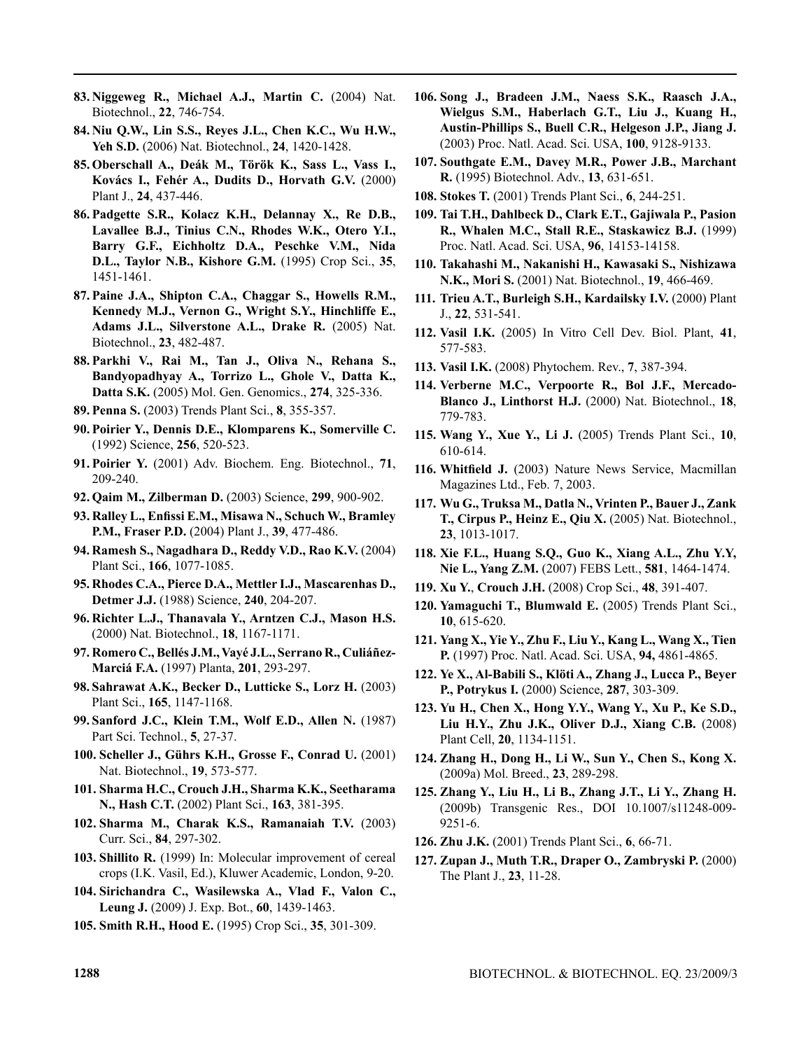83. **Niggeweg R., Michael A.J., Martin C.** (2004) Nat. Biotechnol., **22**, 746-754.

84. **Niu Q.W., Lin S.S., Reyes J.L., Chen K.C., Wu H.W., Yeh S.D.** (2006) Nat. Biotechnol., **24**, 1420-1428.

85. **Oberschall A., Deák M., Török K., Sass L., Vass I., Kovács I., Fehér A., Dudits D., Horvath G.V.** (2000) Plant J., **24**, 437-446.

86. **Padgette S.R., Kolacz K.H., Delannay X., Re D.B., Lavallee B.J., Tinius C.N., Rhodes W.K., Otero Y.I., Barry G.F., Eichholtz D.A., Peschke V.M., Nida D.L., Taylor N.B., Kishore G.M.** (1995) Crop Sci., **35**, 1451-1461.

87. **Paine J.A., Shipton C.A., Chaggar S., Howells R.M., Kennedy M.J., Vernon G., Wright S.Y., Hinchliffe E., Adams J.L., Silverstone A.L., Drake R.** (2005) Nat. Biotechnol., **23**, 482-487.

88. **Parkhi V., Rai M., Tan J., Oliva N., Rehana S., Bandyopadhyay A., Torrizo L., Ghole V., Datta K., Datta S.K.** (2005) Mol. Gen. Genomics., **274**, 325-336.

89. **Penna S.** (2003) Trends Plant Sci., **8**, 355-357.

90. **Poirier Y., Dennis D.E., Klomparens K., Somerville C.** (1992) Science, **256**, 520-523.

91. **Poirier Y.** (2001) Adv. Biochem. Eng. Biotechnol., **71**, 209-240.

92. **Qaim M., Zilberman D.** (2003) Science, **299**, 900-902.

93. **Ralley L., Enfissi E.M., Misawa N., Schuch W., Bramley P.M., Fraser P.D.** (2004) Plant J., **39**, 477-486.

94. **Ramesh S., Nagadhara D., Reddy V.D., Rao K.V.** (2004) Plant Sci., **166**, 1077-1085.

95. **Rhodes C.A., Pierce D.A., Mettler I.J., Mascarenhas D., Detmer J.J.** (1988) Science, **240**, 204-207.

96. **Richter L.J., Thanavala Y., Arntzen C.J., Mason H.S.** (2000) Nat. Biotechnol., **18**, 1167-1171.

97. **Romero C., Bellés J.M., Vayé J.L., Serrano R., Culiáñez-Marciá F.A.** (1997) Planta, **201**, 293-297.

98. **Sahrawat A.K., Becker D., Lutticke S., Lorz H.** (2003) Plant Sci., **165**, 1147-1168.

99. **Sanford J.C., Klein T.M., Wolf E.D., Allen N.** (1987) Part Sci. Technol., **5**, 27-37.

100. **Scheller J., Gührs K.H., Grosse F., Conrad U.** (2001) Nat. Biotechnol., **19**, 573-577.

101. **Sharma H.C., Crouch J.H., Sharma K.K., Seetharama N., Hash C.T.** (2002) Plant Sci., **163**, 381-395.

102. **Sharma M., Charak K.S., Ramanaiah T.V.** (2003) Curr. Sci., **84**, 297-302.

103. **Shillito R.** (1999) In: Molecular improvement of cereal crops (I.K. Vasil, Ed.), Kluwer Academic, London, 9-20.

104. **Sirichandra C., Wasilewska A., Vlad F., Valon C., Leung J.** (2009) J. Exp. Bot., **60**, 1439-1463.

105. **Smith R.H., Hood E.** (1995) Crop Sci., **35**, 301-309.

106. **Song J., Bradeen J.M., Naess S.K., Raasch J.A., Wielgus S.M., Haberlach G.T., Liu J., Kuang H., Austin-Phillips S., Buell C.R., Helgeson J.P., Jiang J.** (2003) Proc. Natl. Acad. Sci. USA, **100**, 9128-9133.

107. **Southgate E.M., Davey M.R., Power J.B., Marchant R.** (1995) Biotechnol. Adv., **13**, 631-651.

108. **Stokes T.** (2001) Trends Plant Sci., **6**, 244-251.

109. **Tai T.H., Dahlbeck D., Clark E.T., Gajiwala P., Pasion R., Whalen M.C., Stall R.E., Staskawicz B.J.** (1999) Proc. Natl. Acad. Sci. USA, **96**, 14153-14158.

110. **Takahashi M., Nakanishi H., Kawasaki S., Nishizawa N.K., Mori S.** (2001) Nat. Biotechnol., **19**, 466-469.

111. **Trieu A.T., Burleigh S.H., Kardailsky I.V.** (2000) Plant J., **22**, 531-541.

112. **Vasil I.K.** (2005) In Vitro Cell Dev. Biol. Plant, **41**, 577-583.

113. **Vasil I.K.** (2008) Phytochem. Rev., **7**, 387-394.

114. **Verberne M.C., Verpoorte R., Bol J.F., Mercado-Blanco J., Linthorst H.J.** (2000) Nat. Biotechnol., **18**, 779-783.

115. **Wang Y., Xue Y., Li J.** (2005) Trends Plant Sci., **10**, 610-614.

116. **Whitfield J.** (2003) Nature News Service, Macmillan Magazines Ltd., Feb. 7, 2003.

117. **Wu G., Truksa M., Datla N., Vrinten P., Bauer J., Zank T., Cirpus P., Heinz E., Qiu X.** (2005) Nat. Biotechnol., **23**, 1013-1017.

118. **Xie F.L., Huang S.Q., Guo K., Xiang A.L., Zhu Y.Y, Nie L., Yang Z.M.** (2007) FEBS Lett., **581**, 1464-1474.

119. **Xu Y.**, **Crouch J.H.** (2008) Crop Sci., **48**, 391-407.

120. **Yamaguchi T., Blumwald E.** (2005) Trends Plant Sci., **10**, 615-620.

121. **Yang X., Yie Y., Zhu F., Liu Y., Kang L., Wang X., Tien P.** (1997) Proc. Natl. Acad. Sci. USA, **94,** 4861-4865.

122. **Ye X., Al-Babili S., Klöti A., Zhang J., Lucca P., Beyer P., Potrykus I.** (2000) Science, **287**, 303-309.

123. **Yu H., Chen X., Hong Y.Y., Wang Y., Xu P., Ke S.D., Liu H.Y., Zhu J.K., Oliver D.J., Xiang C.B.** (2008) Plant Cell, **20**, 1134-1151.

124. **Zhang H., Dong H., Li W., Sun Y., Chen S., Kong X.** (2009a) Mol. Breed., **23**, 289-298.

125. **Zhang Y., Liu H., Li B., Zhang J.T., Li Y., Zhang H.** (2009b) Transgenic Res., DOI 10.1007/s11248-009-9251-6.

126. **Zhu J.K.** (2001) Trends Plant Sci., **6**, 66-71.

127. **Zupan J., Muth T.R., Draper O., Zambryski P.** (2000) The Plant J., **23**, 11-28.